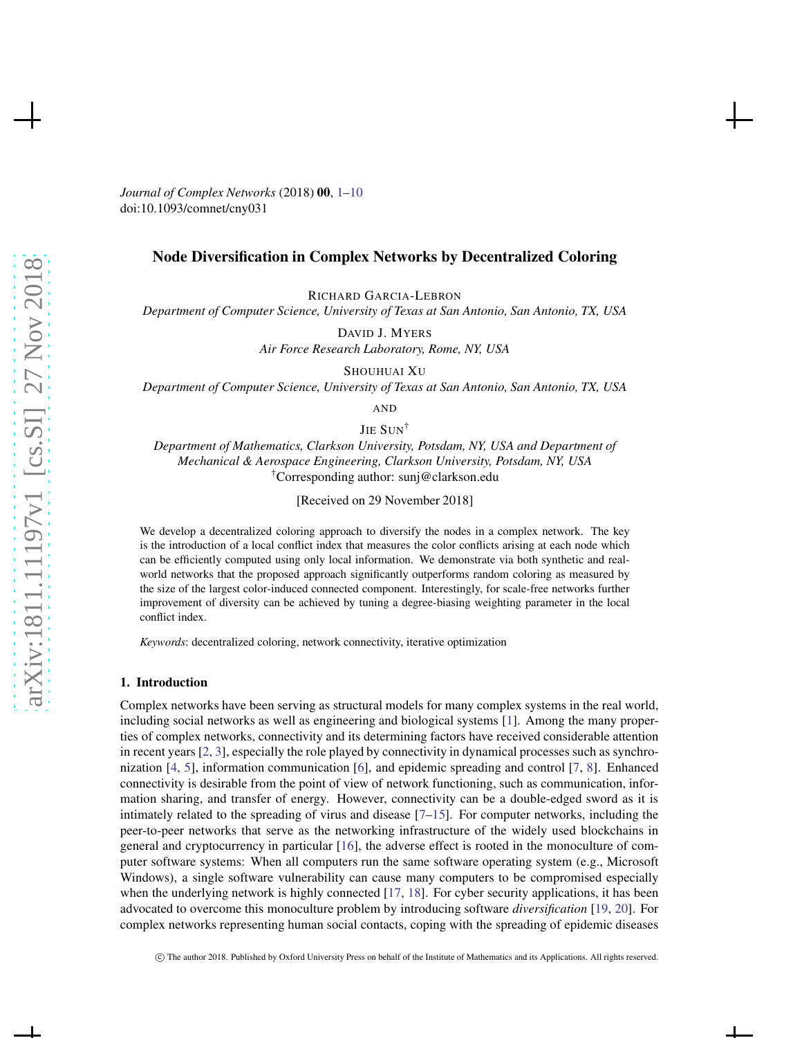# Node Diversification in Complex Networks by Decentralized Coloring

RICHARD GARCIA-LEBRON
*Department of Computer Science, University of Texas at San Antonio, San Antonio, TX, USA*

DAVID J. MYERS
*Air Force Research Laboratory, Rome, NY, USA*

SHOUHUAI XU
*Department of Computer Science, University of Texas at San Antonio, San Antonio, TX, USA*

AND

JIE SUN[†]
*Department of Mathematics, Clarkson University, Potsdam, NY, USA and Department of Mechanical & Aerospace Engineering, Clarkson University, Potsdam, NY, USA*
[†]Corresponding author: sunj@clarkson.edu

[Received on 29 November 2018]

We develop a decentralized coloring approach to diversify the nodes in a complex network. The key is the introduction of a local conflict index that measures the color conflicts arising at each node which can be efficiently computed using only local information. We demonstrate via both synthetic and real-world networks that the proposed approach significantly outperforms random coloring as measured by the size of the largest color-induced connected component. Interestingly, for scale-free networks further improvement of diversity can be achieved by tuning a degree-biasing weighting parameter in the local conflict index.

*Keywords*: decentralized coloring, network connectivity, iterative optimization

## 1. Introduction

Complex networks have been serving as structural models for many complex systems in the real world, including social networks as well as engineering and biological systems [1]. Among the many properties of complex networks, connectivity and its determining factors have received considerable attention in recent years [2, 3], especially the role played by connectivity in dynamical processes such as synchronization [4, 5], information communication [6], and epidemic spreading and control [7, 8]. Enhanced connectivity is desirable from the point of view of network functioning, such as communication, information sharing, and transfer of energy. However, connectivity can be a double-edged sword as it is intimately related to the spreading of virus and disease [7–15]. For computer networks, including the peer-to-peer networks that serve as the networking infrastructure of the widely used blockchains in general and cryptocurrency in particular [16], the adverse effect is rooted in the monoculture of computer software systems: When all computers run the same software operating system (e.g., Microsoft Windows), a single software vulnerability can cause many computers to be compromised especially when the underlying network is highly connected [17, 18]. For cyber security applications, it has been advocated to overcome this monoculture problem by introducing software *diversification* [19, 20]. For complex networks representing human social contacts, coping with the spreading of epidemic diseases

© The author 2018. Published by Oxford University Press on behalf of the Institute of Mathematics and its Applications. All rights reserved.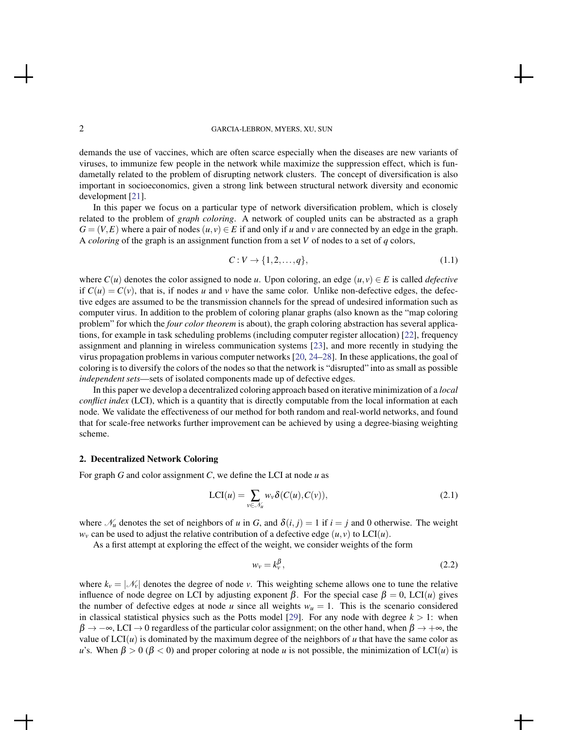demands the use of vaccines, which are often scarce especially when the diseases are new variants of viruses, to immunize few people in the network while maximize the suppression effect, which is fundametally related to the problem of disrupting network clusters. The concept of diversification is also important in socioeconomics, given a strong link between structural network diversity and economic development [21].

In this paper we focus on a particular type of network diversification problem, which is closely related to the problem of *graph coloring*. A network of coupled units can be abstracted as a graph $G = (V,E)$ where a pair of nodes $(u,v) \in E$ if and only if $u$ and $v$ are connected by an edge in the graph. A *coloring* of the graph is an assignment function from a set $V$ of nodes to a set of $q$ colors,

$$C : V \to \{1, 2, \ldots, q\}, \tag{1.1}$$

where $C(u)$ denotes the color assigned to node $u$. Upon coloring, an edge $(u,v) \in E$ is called *defective* if $C(u) = C(v)$, that is, if nodes $u$ and $v$ have the same color. Unlike non-defective edges, the defective edges are assumed to be the transmission channels for the spread of undesired information such as computer virus. In addition to the problem of coloring planar graphs (also known as the "map coloring problem" for which the *four color theorem* is about), the graph coloring abstraction has several applications, for example in task scheduling problems (including computer register allocation) [22], frequency assignment and planning in wireless communication systems [23], and more recently in studying the virus propagation problems in various computer networks [20, 24–28]. In these applications, the goal of coloring is to diversify the colors of the nodes so that the network is "disrupted" into as small as possible *independent sets*—sets of isolated components made up of defective edges.

In this paper we develop a decentralized coloring approach based on iterative minimization of a *local conflict index* (LCI), which is a quantity that is directly computable from the local information at each node. We validate the effectiveness of our method for both random and real-world networks, and found that for scale-free networks further improvement can be achieved by using a degree-biasing weighting scheme.

## 2. Decentralized Network Coloring

For graph $G$ and color assignment $C$, we define the LCI at node $u$ as

$$\mathrm{LCI}(u) = \sum_{v \in \mathcal{N}_u} w_v \delta(C(u), C(v)), \tag{2.1}$$

where $\mathcal{N}_u$ denotes the set of neighbors of $u$ in $G$, and $\delta(i,j) = 1$ if $i = j$ and 0 otherwise. The weight $w_v$ can be used to adjust the relative contribution of a defective edge $(u,v)$ to $\mathrm{LCI}(u)$.

As a first attempt at exploring the effect of the weight, we consider weights of the form

$$w_v = k_v^{\beta}, \tag{2.2}$$

where $k_v = |\mathcal{N}_v|$ denotes the degree of node $v$. This weighting scheme allows one to tune the relative influence of node degree on LCI by adjusting exponent $\beta$. For the special case $\beta = 0$, $\mathrm{LCI}(u)$ gives the number of defective edges at node $u$ since all weights $w_u = 1$. This is the scenario considered in classical statistical physics such as the Potts model [29]. For any node with degree $k > 1$: when $\beta \to -\infty$, $\mathrm{LCI} \to 0$ regardless of the particular color assignment; on the other hand, when $\beta \to +\infty$, the value of $\mathrm{LCI}(u)$ is dominated by the maximum degree of the neighbors of $u$ that have the same color as $u$'s. When $\beta > 0$ ($\beta < 0$) and proper coloring at node $u$ is not possible, the minimization of $\mathrm{LCI}(u)$ is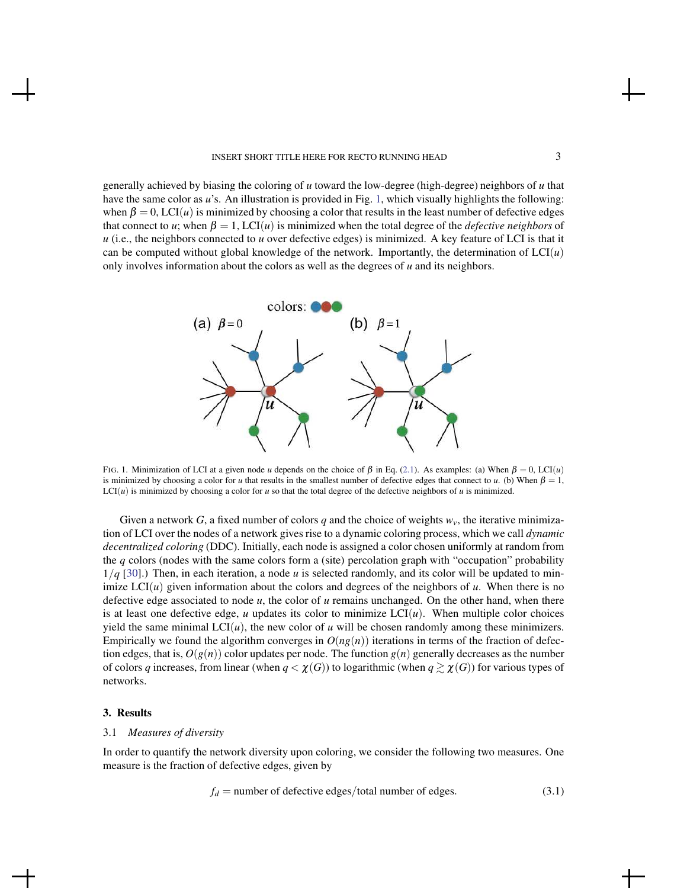generally achieved by biasing the coloring of $u$ toward the low-degree (high-degree) neighbors of $u$ that have the same color as $u$'s. An illustration is provided in Fig. 1, which visually highlights the following: when $\beta = 0$, LCI($u$) is minimized by choosing a color that results in the least number of defective edges that connect to $u$; when $\beta = 1$, LCI($u$) is minimized when the total degree of the *defective neighbors* of $u$ (i.e., the neighbors connected to $u$ over defective edges) is minimized. A key feature of LCI is that it can be computed without global knowledge of the network. Importantly, the determination of LCI($u$) only involves information about the colors as well as the degrees of $u$ and its neighbors.

FIG. 1. Minimization of LCI at a given node $u$ depends on the choice of $\beta$ in Eq. (2.1). As examples: (a) When $\beta = 0$, LCI($u$) is minimized by choosing a color for $u$ that results in the smallest number of defective edges that connect to $u$. (b) When $\beta = 1$, LCI($u$) is minimized by choosing a color for $u$ so that the total degree of the defective neighbors of $u$ is minimized.

Given a network $G$, a fixed number of colors $q$ and the choice of weights $w_v$, the iterative minimization of LCI over the nodes of a network gives rise to a dynamic coloring process, which we call *dynamic decentralized coloring* (DDC). Initially, each node is assigned a color chosen uniformly at random from the $q$ colors (nodes with the same colors form a (site) percolation graph with "occupation" probability $1/q$ [30].) Then, in each iteration, a node $u$ is selected randomly, and its color will be updated to minimize LCI($u$) given information about the colors and degrees of the neighbors of $u$. When there is no defective edge associated to node $u$, the color of $u$ remains unchanged. On the other hand, when there is at least one defective edge, $u$ updates its color to minimize LCI($u$). When multiple color choices yield the same minimal LCI($u$), the new color of $u$ will be chosen randomly among these minimizers. Empirically we found the algorithm converges in $O(ng(n))$ iterations in terms of the fraction of defection edges, that is, $O(g(n))$ color updates per node. The function $g(n)$ generally decreases as the number of colors $q$ increases, from linear (when $q < \chi(G)$) to logarithmic (when $q \gtrsim \chi(G)$) for various types of networks.

## 3. Results

### 3.1 *Measures of diversity*

In order to quantify the network diversity upon coloring, we consider the following two measures. One measure is the fraction of defective edges, given by

$$f_d = \text{number of defective edges}/\text{total number of edges}. \tag{3.1}$$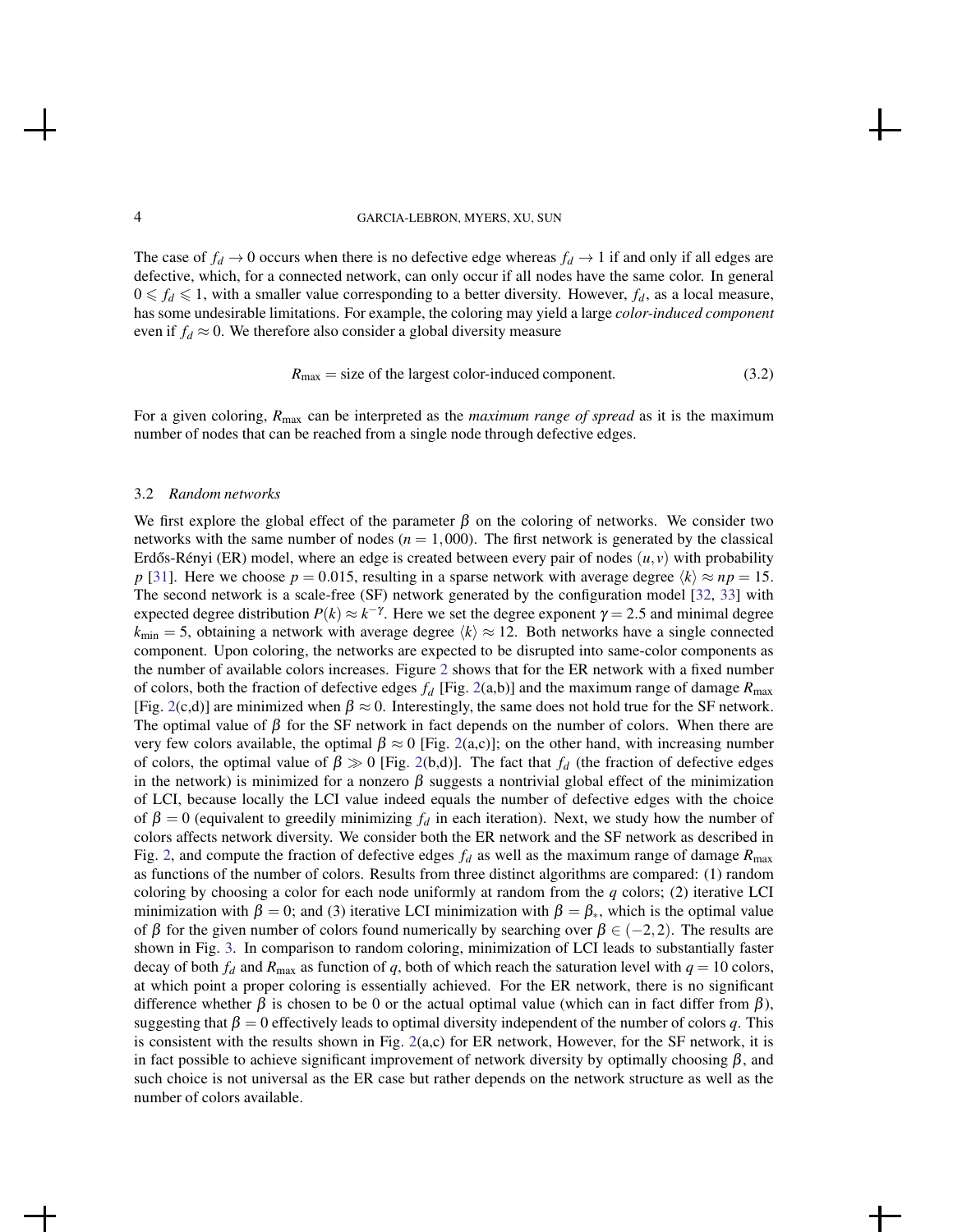The case of $f_d \to 0$ occurs when there is no defective edge whereas $f_d \to 1$ if and only if all edges are defective, which, for a connected network, can only occur if all nodes have the same color. In general $0 \leqslant f_d \leqslant 1$, with a smaller value corresponding to a better diversity. However, $f_d$, as a local measure, has some undesirable limitations. For example, the coloring may yield a large *color-induced component* even if $f_d \approx 0$. We therefore also consider a global diversity measure

$$R_{\max} = \text{size of the largest color-induced component.} \tag{3.2}$$

For a given coloring, $R_{\max}$ can be interpreted as the *maximum range of spread* as it is the maximum number of nodes that can be reached from a single node through defective edges.

### 3.2 *Random networks*

We first explore the global effect of the parameter $\beta$ on the coloring of networks. We consider two networks with the same number of nodes ($n = 1,000$). The first network is generated by the classical Erdős-Rényi (ER) model, where an edge is created between every pair of nodes $(u, v)$ with probability $p$ [31]. Here we choose $p = 0.015$, resulting in a sparse network with average degree $\langle k \rangle \approx np = 15$. The second network is a scale-free (SF) network generated by the configuration model [32, 33] with expected degree distribution $P(k) \approx k^{-\gamma}$. Here we set the degree exponent $\gamma = 2.5$ and minimal degree $k_{\min} = 5$, obtaining a network with average degree $\langle k \rangle \approx 12$. Both networks have a single connected component. Upon coloring, the networks are expected to be disrupted into same-color components as the number of available colors increases. Figure 2 shows that for the ER network with a fixed number of colors, both the fraction of defective edges $f_d$ [Fig. 2(a,b)] and the maximum range of damage $R_{\max}$ [Fig. 2(c,d)] are minimized when $\beta \approx 0$. Interestingly, the same does not hold true for the SF network. The optimal value of $\beta$ for the SF network in fact depends on the number of colors. When there are very few colors available, the optimal $\beta \approx 0$ [Fig. 2(a,c)]; on the other hand, with increasing number of colors, the optimal value of $\beta \gg 0$ [Fig. 2(b,d)]. The fact that $f_d$ (the fraction of defective edges in the network) is minimized for a nonzero $\beta$ suggests a nontrivial global effect of the minimization of LCI, because locally the LCI value indeed equals the number of defective edges with the choice of $\beta = 0$ (equivalent to greedily minimizing $f_d$ in each iteration). Next, we study how the number of colors affects network diversity. We consider both the ER network and the SF network as described in Fig. 2, and compute the fraction of defective edges $f_d$ as well as the maximum range of damage $R_{\max}$ as functions of the number of colors. Results from three distinct algorithms are compared: (1) random coloring by choosing a color for each node uniformly at random from the $q$ colors; (2) iterative LCI minimization with $\beta = 0$; and (3) iterative LCI minimization with $\beta = \beta_*$, which is the optimal value of $\beta$ for the given number of colors found numerically by searching over $\beta \in (-2, 2)$. The results are shown in Fig. 3. In comparison to random coloring, minimization of LCI leads to substantially faster decay of both $f_d$ and $R_{\max}$ as function of $q$, both of which reach the saturation level with $q = 10$ colors, at which point a proper coloring is essentially achieved. For the ER network, there is no significant difference whether $\beta$ is chosen to be 0 or the actual optimal value (which can in fact differ from $\beta$), suggesting that $\beta = 0$ effectively leads to optimal diversity independent of the number of colors $q$. This is consistent with the results shown in Fig. 2(a,c) for ER network, However, for the SF network, it is in fact possible to achieve significant improvement of network diversity by optimally choosing $\beta$, and such choice is not universal as the ER case but rather depends on the network structure as well as the number of colors available.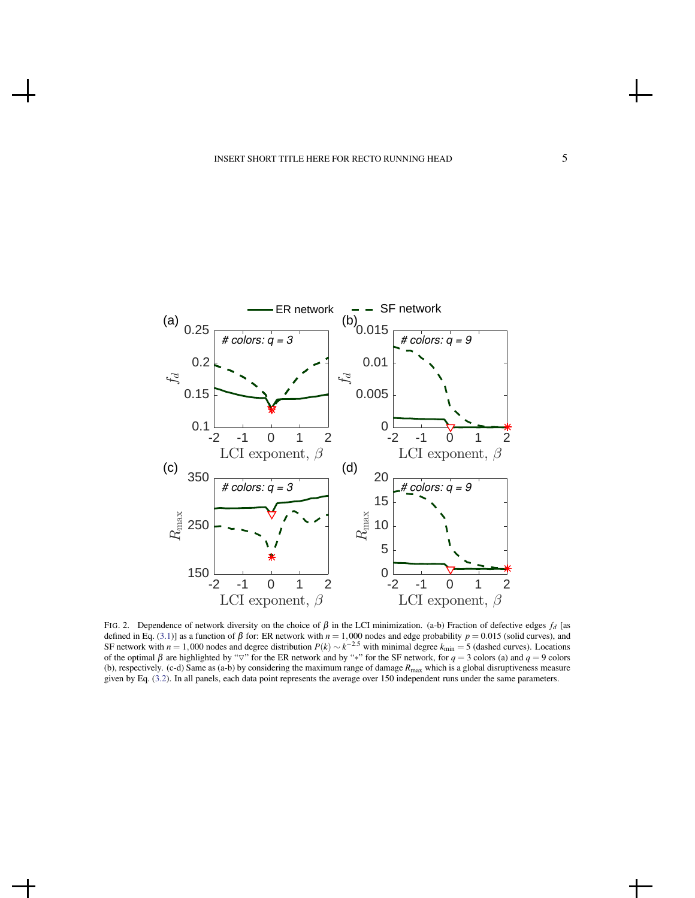FIG. 2. Dependence of network diversity on the choice of $\beta$ in the LCI minimization. (a-b) Fraction of defective edges $f_d$ [as defined in Eq. (3.1)] as a function of $\beta$ for: ER network with $n = 1,000$ nodes and edge probability $p = 0.015$ (solid curves), and SF network with $n = 1,000$ nodes and degree distribution $P(k) \sim k^{-2.5}$ with minimal degree $k_{\min} = 5$ (dashed curves). Locations of the optimal $\beta$ are highlighted by "▽" for the ER network and by "∗" for the SF network, for $q = 3$ colors (a) and $q = 9$ colors (b), respectively. (c-d) Same as (a-b) by considering the maximum range of damage $R_{\max}$ which is a global disruptiveness measure given by Eq. (3.2). In all panels, each data point represents the average over 150 independent runs under the same parameters.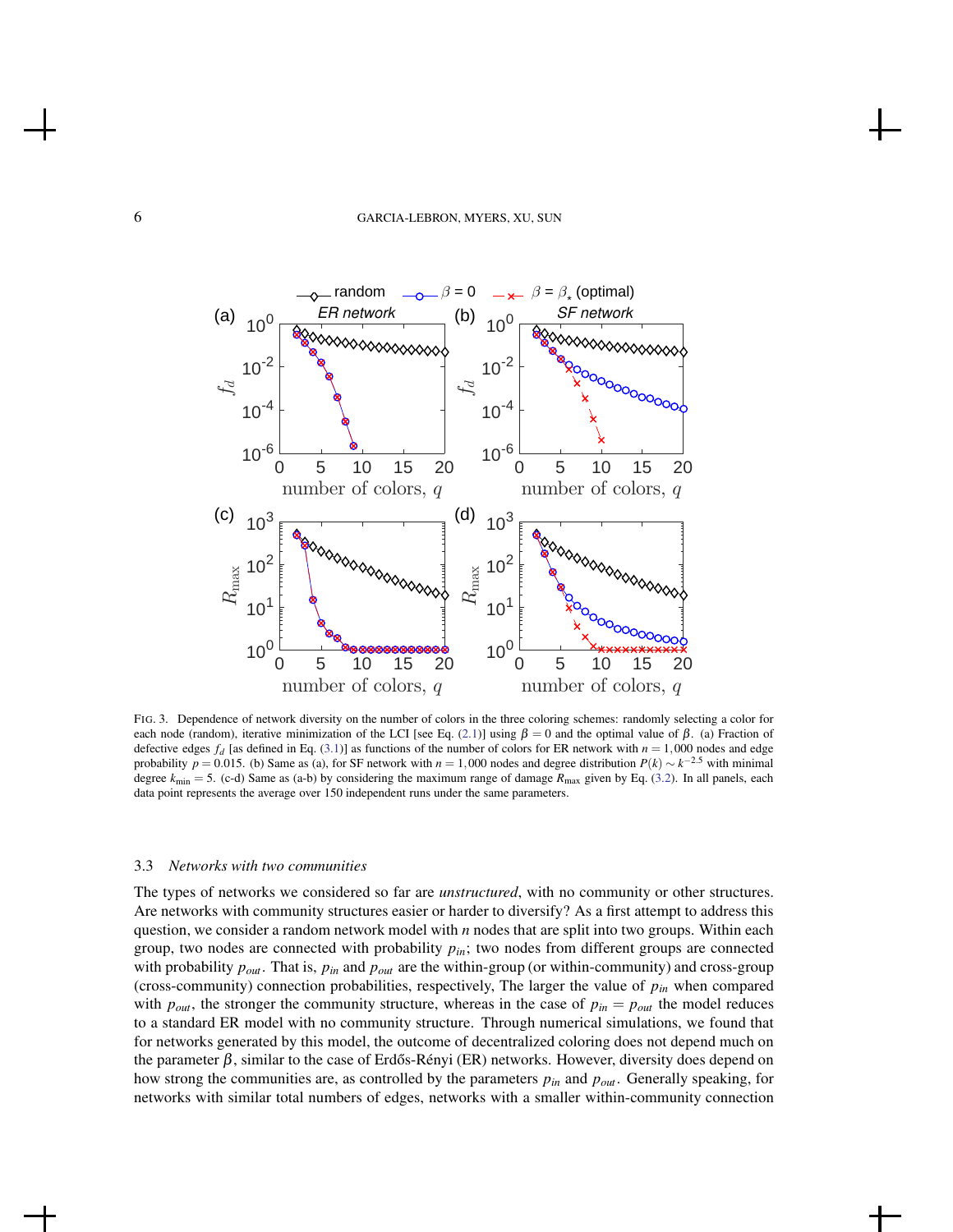FIG. 3. Dependence of network diversity on the number of colors in the three coloring schemes: randomly selecting a color for each node (random), iterative minimization of the LCI [see Eq. (2.1)] using $\beta = 0$ and the optimal value of $\beta$. (a) Fraction of defective edges $f_d$ [as defined in Eq. (3.1)] as functions of the number of colors for ER network with $n = 1,000$ nodes and edge probability $p = 0.015$. (b) Same as (a), for SF network with $n = 1,000$ nodes and degree distribution $P(k) \sim k^{-2.5}$ with minimal degree $k_{\min} = 5$. (c-d) Same as (a-b) by considering the maximum range of damage $R_{\max}$ given by Eq. (3.2). In all panels, each data point represents the average over 150 independent runs under the same parameters.

### 3.3 *Networks with two communities*

The types of networks we considered so far are *unstructured*, with no community or other structures. Are networks with community structures easier or harder to diversify? As a first attempt to address this question, we consider a random network model with $n$ nodes that are split into two groups. Within each group, two nodes are connected with probability $p_{in}$; two nodes from different groups are connected with probability $p_{out}$. That is, $p_{in}$ and $p_{out}$ are the within-group (or within-community) and cross-group (cross-community) connection probabilities, respectively, The larger the value of $p_{in}$ when compared with $p_{out}$, the stronger the community structure, whereas in the case of $p_{in} = p_{out}$ the model reduces to a standard ER model with no community structure. Through numerical simulations, we found that for networks generated by this model, the outcome of decentralized coloring does not depend much on the parameter $\beta$, similar to the case of Erdős-Rényi (ER) networks. However, diversity does depend on how strong the communities are, as controlled by the parameters $p_{in}$ and $p_{out}$. Generally speaking, for networks with similar total numbers of edges, networks with a smaller within-community connection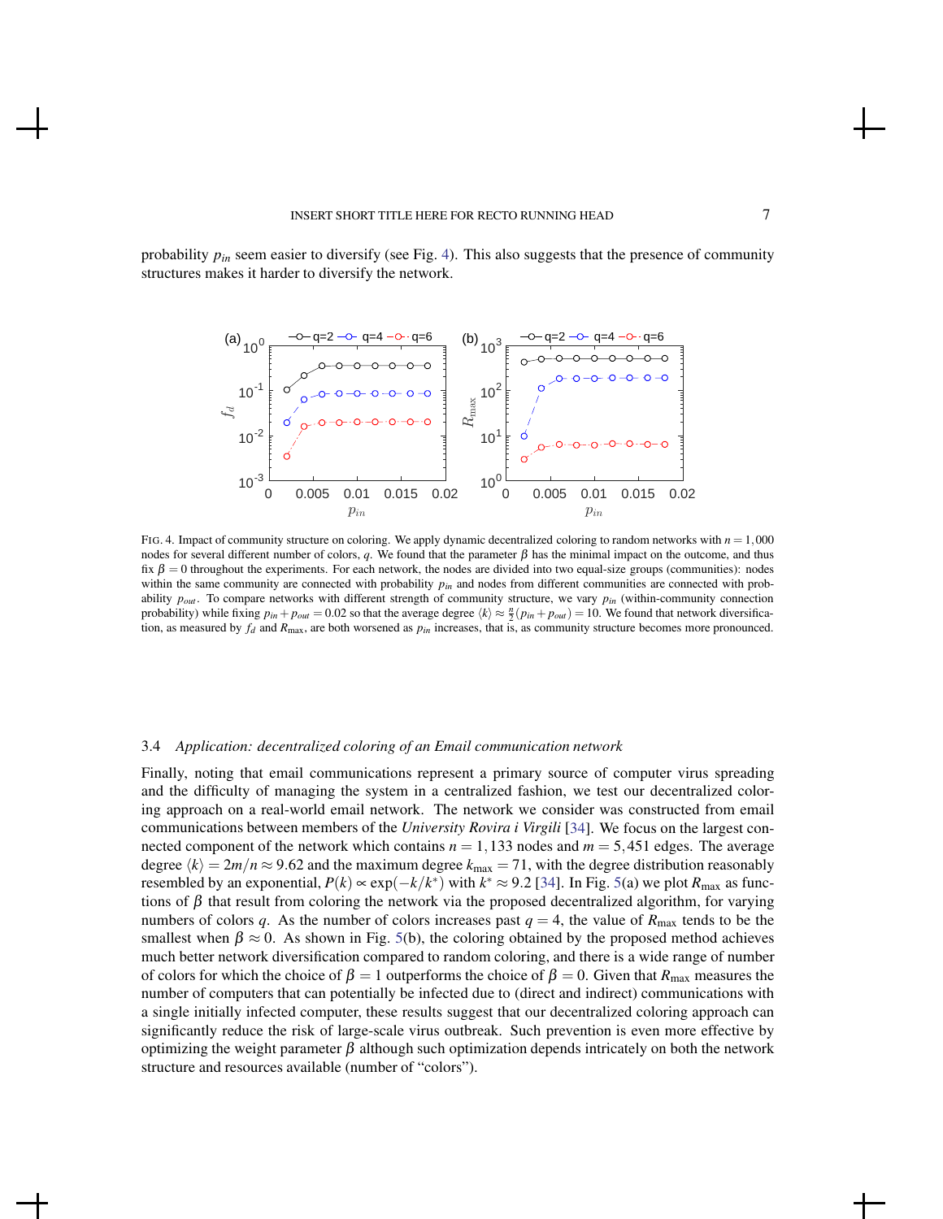probability $p_{in}$ seem easier to diversify (see Fig. 4). This also suggests that the presence of community structures makes it harder to diversify the network.

FIG. 4. Impact of community structure on coloring. We apply dynamic decentralized coloring to random networks with $n = 1,000$ nodes for several different number of colors, $q$. We found that the parameter $\beta$ has the minimal impact on the outcome, and thus fix $\beta = 0$ throughout the experiments. For each network, the nodes are divided into two equal-size groups (communities): nodes within the same community are connected with probability $p_{in}$ and nodes from different communities are connected with probability $p_{out}$. To compare networks with different strength of community structure, we vary $p_{in}$ (within-community connection probability) while fixing $p_{in} + p_{out} = 0.02$ so that the average degree $\langle k \rangle \approx \frac{n}{2}(p_{in} + p_{out}) = 10$. We found that network diversification, as measured by $f_d$ and $R_{\max}$, are both worsened as $p_{in}$ increases, that is, as community structure becomes more pronounced.

### 3.4 *Application: decentralized coloring of an Email communication network*

Finally, noting that email communications represent a primary source of computer virus spreading and the difficulty of managing the system in a centralized fashion, we test our decentralized coloring approach on a real-world email network. The network we consider was constructed from email communications between members of the *University Rovira i Virgili* [34]. We focus on the largest connected component of the network which contains $n = 1,133$ nodes and $m = 5,451$ edges. The average degree $\langle k \rangle = 2m/n \approx 9.62$ and the maximum degree $k_{\max} = 71$, with the degree distribution reasonably resembled by an exponential, $P(k) \propto \exp(-k/k^*)$ with $k^* \approx 9.2$ [34]. In Fig. 5(a) we plot $R_{\max}$ as functions of $\beta$ that result from coloring the network via the proposed decentralized algorithm, for varying numbers of colors $q$. As the number of colors increases past $q = 4$, the value of $R_{\max}$ tends to be the smallest when $\beta \approx 0$. As shown in Fig. 5(b), the coloring obtained by the proposed method achieves much better network diversification compared to random coloring, and there is a wide range of number of colors for which the choice of $\beta = 1$ outperforms the choice of $\beta = 0$. Given that $R_{\max}$ measures the number of computers that can potentially be infected due to (direct and indirect) communications with a single initially infected computer, these results suggest that our decentralized coloring approach can significantly reduce the risk of large-scale virus outbreak. Such prevention is even more effective by optimizing the weight parameter $\beta$ although such optimization depends intricately on both the network structure and resources available (number of "colors").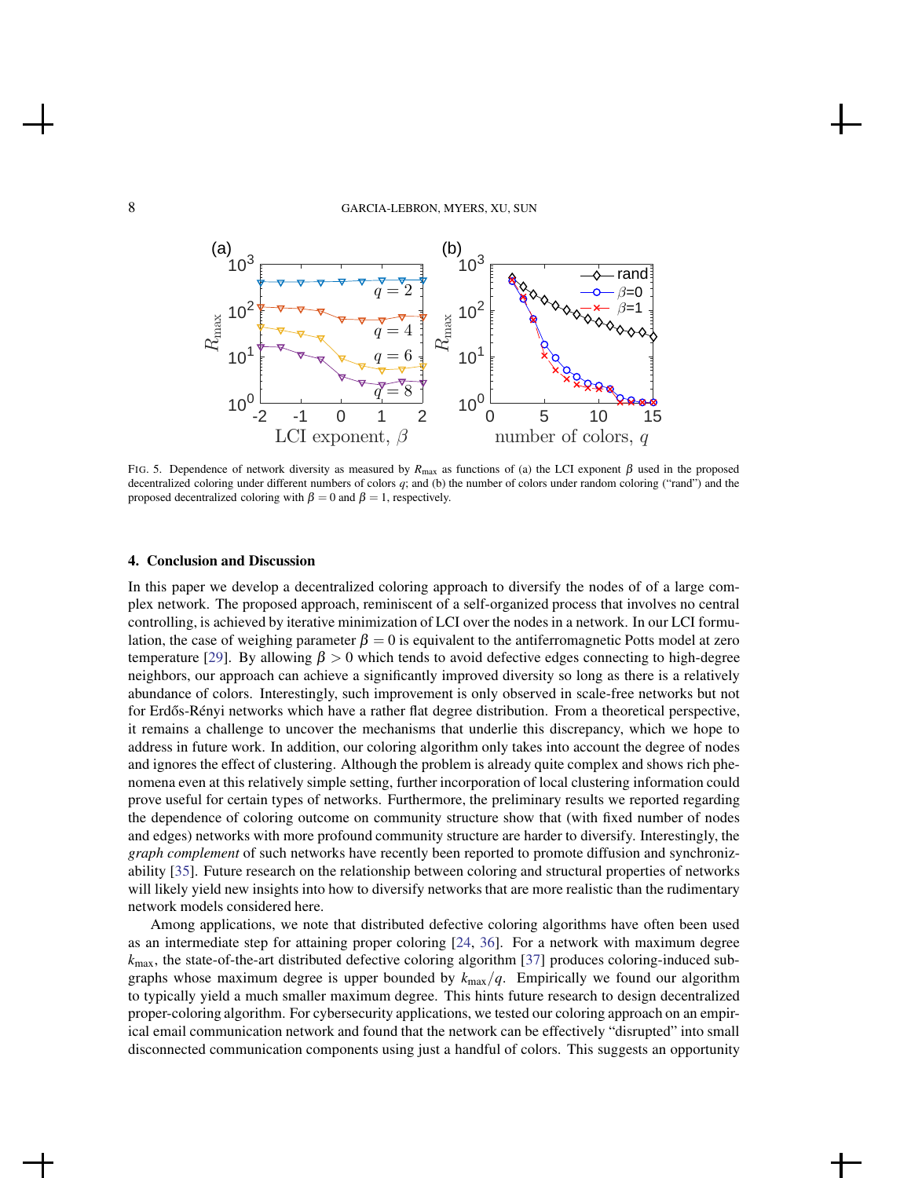FIG. 5. Dependence of network diversity as measured by $R_{\max}$ as functions of (a) the LCI exponent $\beta$ used in the proposed decentralized coloring under different numbers of colors $q$; and (b) the number of colors under random coloring ("rand") and the proposed decentralized coloring with $\beta = 0$ and $\beta = 1$, respectively.

## 4. Conclusion and Discussion

In this paper we develop a decentralized coloring approach to diversify the nodes of of a large complex network. The proposed approach, reminiscent of a self-organized process that involves no central controlling, is achieved by iterative minimization of LCI over the nodes in a network. In our LCI formulation, the case of weighing parameter $\beta = 0$ is equivalent to the antiferromagnetic Potts model at zero temperature [29]. By allowing $\beta > 0$ which tends to avoid defective edges connecting to high-degree neighbors, our approach can achieve a significantly improved diversity so long as there is a relatively abundance of colors. Interestingly, such improvement is only observed in scale-free networks but not for Erdős-Rényi networks which have a rather flat degree distribution. From a theoretical perspective, it remains a challenge to uncover the mechanisms that underlie this discrepancy, which we hope to address in future work. In addition, our coloring algorithm only takes into account the degree of nodes and ignores the effect of clustering. Although the problem is already quite complex and shows rich phenomena even at this relatively simple setting, further incorporation of local clustering information could prove useful for certain types of networks. Furthermore, the preliminary results we reported regarding the dependence of coloring outcome on community structure show that (with fixed number of nodes and edges) networks with more profound community structure are harder to diversify. Interestingly, the *graph complement* of such networks have recently been reported to promote diffusion and synchronizability [35]. Future research on the relationship between coloring and structural properties of networks will likely yield new insights into how to diversify networks that are more realistic than the rudimentary network models considered here.

Among applications, we note that distributed defective coloring algorithms have often been used as an intermediate step for attaining proper coloring [24, 36]. For a network with maximum degree $k_{\max}$, the state-of-the-art distributed defective coloring algorithm [37] produces coloring-induced subgraphs whose maximum degree is upper bounded by $k_{\max}/q$. Empirically we found our algorithm to typically yield a much smaller maximum degree. This hints future research to design decentralized proper-coloring algorithm. For cybersecurity applications, we tested our coloring approach on an empirical email communication network and found that the network can be effectively "disrupted" into small disconnected communication components using just a handful of colors. This suggests an opportunity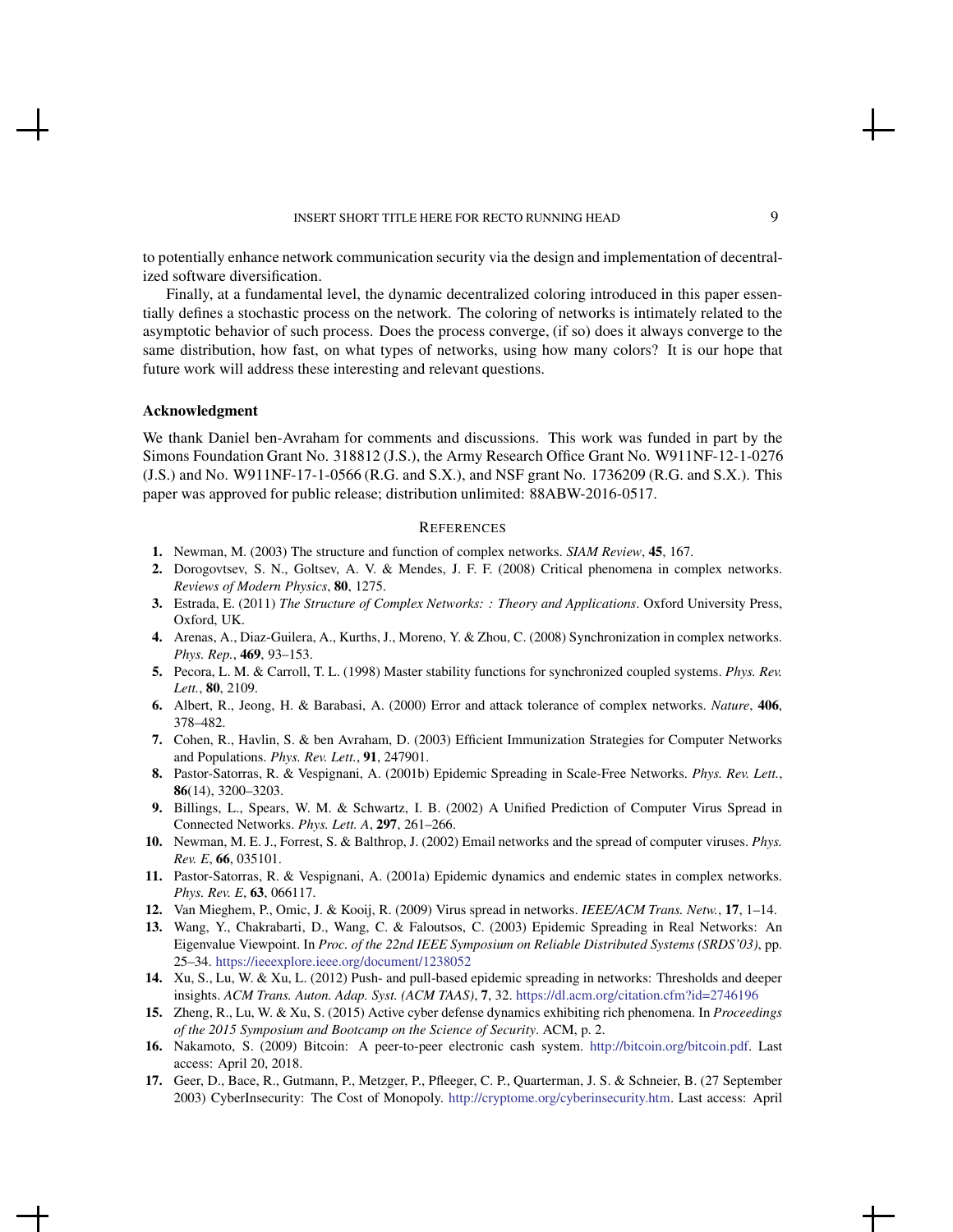to potentially enhance network communication security via the design and implementation of decentralized software diversification.

Finally, at a fundamental level, the dynamic decentralized coloring introduced in this paper essentially defines a stochastic process on the network. The coloring of networks is intimately related to the asymptotic behavior of such process. Does the process converge, (if so) does it always converge to the same distribution, how fast, on what types of networks, using how many colors? It is our hope that future work will address these interesting and relevant questions.

### Acknowledgment

We thank Daniel ben-Avraham for comments and discussions. This work was funded in part by the Simons Foundation Grant No. 318812 (J.S.), the Army Research Office Grant No. W911NF-12-1-0276 (J.S.) and No. W911NF-17-1-0566 (R.G. and S.X.), and NSF grant No. 1736209 (R.G. and S.X.). This paper was approved for public release; distribution unlimited: 88ABW-2016-0517.

## References

1. Newman, M. (2003) The structure and function of complex networks. *SIAM Review*, **45**, 167.
2. Dorogovtsev, S. N., Goltsev, A. V. & Mendes, J. F. F. (2008) Critical phenomena in complex networks. *Reviews of Modern Physics*, **80**, 1275.
3. Estrada, E. (2011) *The Structure of Complex Networks: : Theory and Applications*. Oxford University Press, Oxford, UK.
4. Arenas, A., Diaz-Guilera, A., Kurths, J., Moreno, Y. & Zhou, C. (2008) Synchronization in complex networks. *Phys. Rep.*, **469**, 93–153.
5. Pecora, L. M. & Carroll, T. L. (1998) Master stability functions for synchronized coupled systems. *Phys. Rev. Lett.*, **80**, 2109.
6. Albert, R., Jeong, H. & Barabasi, A. (2000) Error and attack tolerance of complex networks. *Nature*, **406**, 378–482.
7. Cohen, R., Havlin, S. & ben Avraham, D. (2003) Efficient Immunization Strategies for Computer Networks and Populations. *Phys. Rev. Lett.*, **91**, 247901.
8. Pastor-Satorras, R. & Vespignani, A. (2001b) Epidemic Spreading in Scale-Free Networks. *Phys. Rev. Lett.*, **86**(14), 3200–3203.
9. Billings, L., Spears, W. M. & Schwartz, I. B. (2002) A Unified Prediction of Computer Virus Spread in Connected Networks. *Phys. Lett. A*, **297**, 261–266.
10. Newman, M. E. J., Forrest, S. & Balthrop, J. (2002) Email networks and the spread of computer viruses. *Phys. Rev. E*, **66**, 035101.
11. Pastor-Satorras, R. & Vespignani, A. (2001a) Epidemic dynamics and endemic states in complex networks. *Phys. Rev. E*, **63**, 066117.
12. Van Mieghem, P., Omic, J. & Kooij, R. (2009) Virus spread in networks. *IEEE/ACM Trans. Netw.*, **17**, 1–14.
13. Wang, Y., Chakrabarti, D., Wang, C. & Faloutsos, C. (2003) Epidemic Spreading in Real Networks: An Eigenvalue Viewpoint. In *Proc. of the 22nd IEEE Symposium on Reliable Distributed Systems (SRDS'03)*, pp. 25–34. https://ieeexplore.ieee.org/document/1238052
14. Xu, S., Lu, W. & Xu, L. (2012) Push- and pull-based epidemic spreading in networks: Thresholds and deeper insights. *ACM Trans. Auton. Adap. Syst. (ACM TAAS)*, **7**, 32. https://dl.acm.org/citation.cfm?id=2746196
15. Zheng, R., Lu, W. & Xu, S. (2015) Active cyber defense dynamics exhibiting rich phenomena. In *Proceedings of the 2015 Symposium and Bootcamp on the Science of Security*. ACM, p. 2.
16. Nakamoto, S. (2009) Bitcoin: A peer-to-peer electronic cash system. http://bitcoin.org/bitcoin.pdf. Last access: April 20, 2018.
17. Geer, D., Bace, R., Gutmann, P., Metzger, P., Pfleeger, C. P., Quarterman, J. S. & Schneier, B. (27 September 2003) CyberInsecurity: The Cost of Monopoly. http://cryptome.org/cyberinsecurity.htm. Last access: April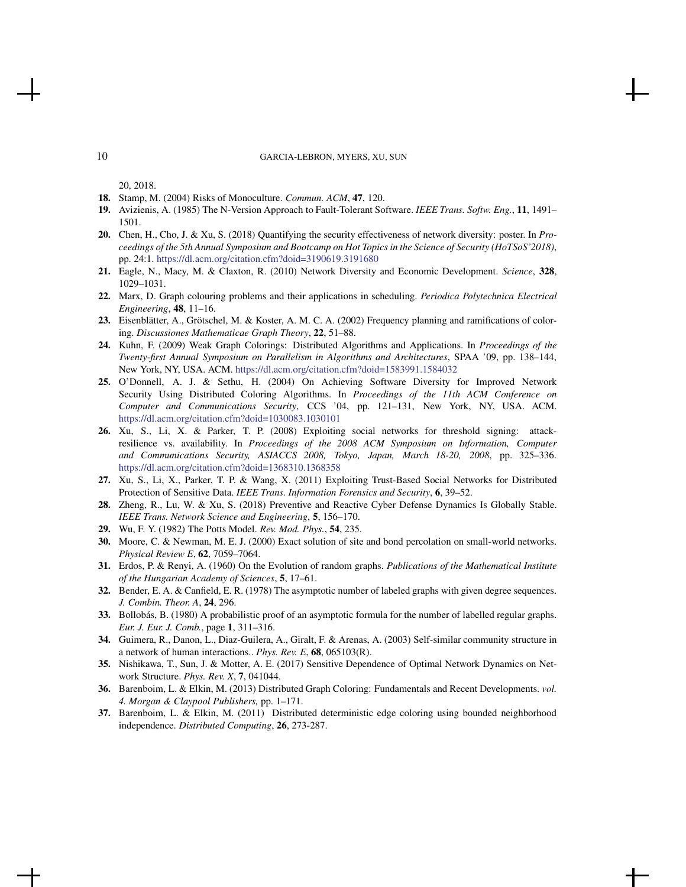20, 2018.

**18.** Stamp, M. (2004) Risks of Monoculture. *Commun. ACM*, **47**, 120.

**19.** Avizienis, A. (1985) The N-Version Approach to Fault-Tolerant Software. *IEEE Trans. Softw. Eng.*, **11**, 1491–1501.

**20.** Chen, H., Cho, J. & Xu, S. (2018) Quantifying the security effectiveness of network diversity: poster. In *Proceedings of the 5th Annual Symposium and Bootcamp on Hot Topics in the Science of Security (HoTSoS'2018)*, pp. 24:1. https://dl.acm.org/citation.cfm?doid=3190619.3191680

**21.** Eagle, N., Macy, M. & Claxton, R. (2010) Network Diversity and Economic Development. *Science*, **328**, 1029–1031.

**22.** Marx, D. Graph colouring problems and their applications in scheduling. *Periodica Polytechnica Electrical Engineering*, **48**, 11–16.

**23.** Eisenblätter, A., Grötschel, M. & Koster, A. M. C. A. (2002) Frequency planning and ramifications of coloring. *Discussiones Mathematicae Graph Theory*, **22**, 51–88.

**24.** Kuhn, F. (2009) Weak Graph Colorings: Distributed Algorithms and Applications. In *Proceedings of the Twenty-first Annual Symposium on Parallelism in Algorithms and Architectures*, SPAA '09, pp. 138–144, New York, NY, USA. ACM. https://dl.acm.org/citation.cfm?doid=1583991.1584032

**25.** O'Donnell, A. J. & Sethu, H. (2004) On Achieving Software Diversity for Improved Network Security Using Distributed Coloring Algorithms. In *Proceedings of the 11th ACM Conference on Computer and Communications Security*, CCS '04, pp. 121–131, New York, NY, USA. ACM. https://dl.acm.org/citation.cfm?doid=1030083.1030101

**26.** Xu, S., Li, X. & Parker, T. P. (2008) Exploiting social networks for threshold signing: attack-resilience vs. availability. In *Proceedings of the 2008 ACM Symposium on Information, Computer and Communications Security, ASIACCS 2008, Tokyo, Japan, March 18-20, 2008*, pp. 325–336. https://dl.acm.org/citation.cfm?doid=1368310.1368358

**27.** Xu, S., Li, X., Parker, T. P. & Wang, X. (2011) Exploiting Trust-Based Social Networks for Distributed Protection of Sensitive Data. *IEEE Trans. Information Forensics and Security*, **6**, 39–52.

**28.** Zheng, R., Lu, W. & Xu, S. (2018) Preventive and Reactive Cyber Defense Dynamics Is Globally Stable. *IEEE Trans. Network Science and Engineering*, **5**, 156–170.

**29.** Wu, F. Y. (1982) The Potts Model. *Rev. Mod. Phys.*, **54**, 235.

**30.** Moore, C. & Newman, M. E. J. (2000) Exact solution of site and bond percolation on small-world networks. *Physical Review E*, **62**, 7059–7064.

**31.** Erdos, P. & Renyi, A. (1960) On the Evolution of random graphs. *Publications of the Mathematical Institute of the Hungarian Academy of Sciences*, **5**, 17–61.

**32.** Bender, E. A. & Canfield, E. R. (1978) The asymptotic number of labeled graphs with given degree sequences. *J. Combin. Theor. A*, **24**, 296.

**33.** Bollobás, B. (1980) A probabilistic proof of an asymptotic formula for the number of labelled regular graphs. *Eur. J. Eur. J. Comb.*, page **1**, 311–316.

**34.** Guimera, R., Danon, L., Diaz-Guilera, A., Giralt, F. & Arenas, A. (2003) Self-similar community structure in a network of human interactions.. *Phys. Rev. E*, **68**, 065103(R).

**35.** Nishikawa, T., Sun, J. & Motter, A. E. (2017) Sensitive Dependence of Optimal Network Dynamics on Network Structure. *Phys. Rev. X*, **7**, 041044.

**36.** Barenboim, L. & Elkin, M. (2013) Distributed Graph Coloring: Fundamentals and Recent Developments. *vol. 4. Morgan & Claypool Publishers,* pp. 1–171.

**37.** Barenboim, L. & Elkin, M. (2011) Distributed deterministic edge coloring using bounded neighborhood independence. *Distributed Computing*, **26**, 273-287.